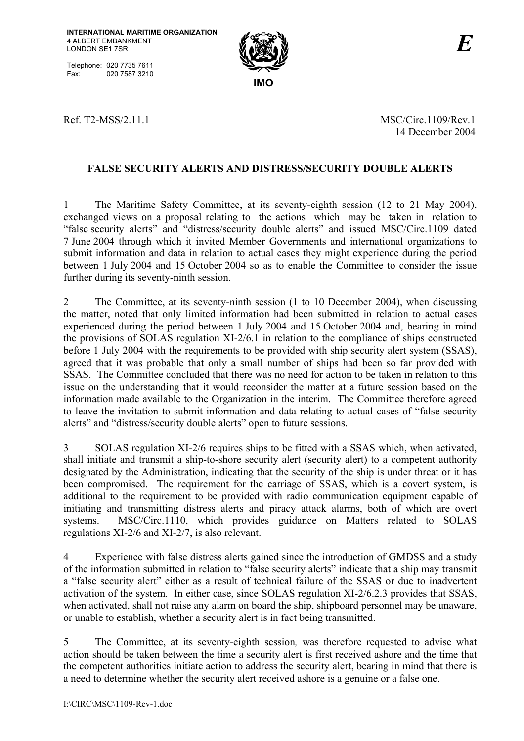**INTERNATIONAL MARITIME ORGANIZATION**
4 ALBERT EMBANKMENT
LONDON SE1 7SR

Telephone: 020 7735 7611
Fax: 020 7587 3210

IMO

*E*

Ref. T2-MSS/2.11.1

MSC/Circ.1109/Rev.1
14 December 2004

**FALSE SECURITY ALERTS AND DISTRESS/SECURITY DOUBLE ALERTS**

1 The Maritime Safety Committee, at its seventy-eighth session (12 to 21 May 2004), exchanged views on a proposal relating to the actions which may be taken in relation to "false security alerts" and "distress/security double alerts" and issued MSC/Circ.1109 dated 7 June 2004 through which it invited Member Governments and international organizations to submit information and data in relation to actual cases they might experience during the period between 1 July 2004 and 15 October 2004 so as to enable the Committee to consider the issue further during its seventy-ninth session.

2 The Committee, at its seventy-ninth session (1 to 10 December 2004), when discussing the matter, noted that only limited information had been submitted in relation to actual cases experienced during the period between 1 July 2004 and 15 October 2004 and, bearing in mind the provisions of SOLAS regulation XI-2/6.1 in relation to the compliance of ships constructed before 1 July 2004 with the requirements to be provided with ship security alert system (SSAS), agreed that it was probable that only a small number of ships had been so far provided with SSAS. The Committee concluded that there was no need for action to be taken in relation to this issue on the understanding that it would reconsider the matter at a future session based on the information made available to the Organization in the interim. The Committee therefore agreed to leave the invitation to submit information and data relating to actual cases of "false security alerts" and "distress/security double alerts" open to future sessions.

3 SOLAS regulation XI-2/6 requires ships to be fitted with a SSAS which, when activated, shall initiate and transmit a ship-to-shore security alert (security alert) to a competent authority designated by the Administration, indicating that the security of the ship is under threat or it has been compromised. The requirement for the carriage of SSAS, which is a covert system, is additional to the requirement to be provided with radio communication equipment capable of initiating and transmitting distress alerts and piracy attack alarms, both of which are overt systems. MSC/Circ.1110, which provides guidance on Matters related to SOLAS regulations XI-2/6 and XI-2/7, is also relevant.

4 Experience with false distress alerts gained since the introduction of GMDSS and a study of the information submitted in relation to "false security alerts" indicate that a ship may transmit a "false security alert" either as a result of technical failure of the SSAS or due to inadvertent activation of the system. In either case, since SOLAS regulation XI-2/6.2.3 provides that SSAS, when activated, shall not raise any alarm on board the ship, shipboard personnel may be unaware, or unable to establish, whether a security alert is in fact being transmitted.

5 The Committee, at its seventy-eighth session*,* was therefore requested to advise what action should be taken between the time a security alert is first received ashore and the time that the competent authorities initiate action to address the security alert, bearing in mind that there is a need to determine whether the security alert received ashore is a genuine or a false one.

I:\CIRC\MSC\1109-Rev-1.doc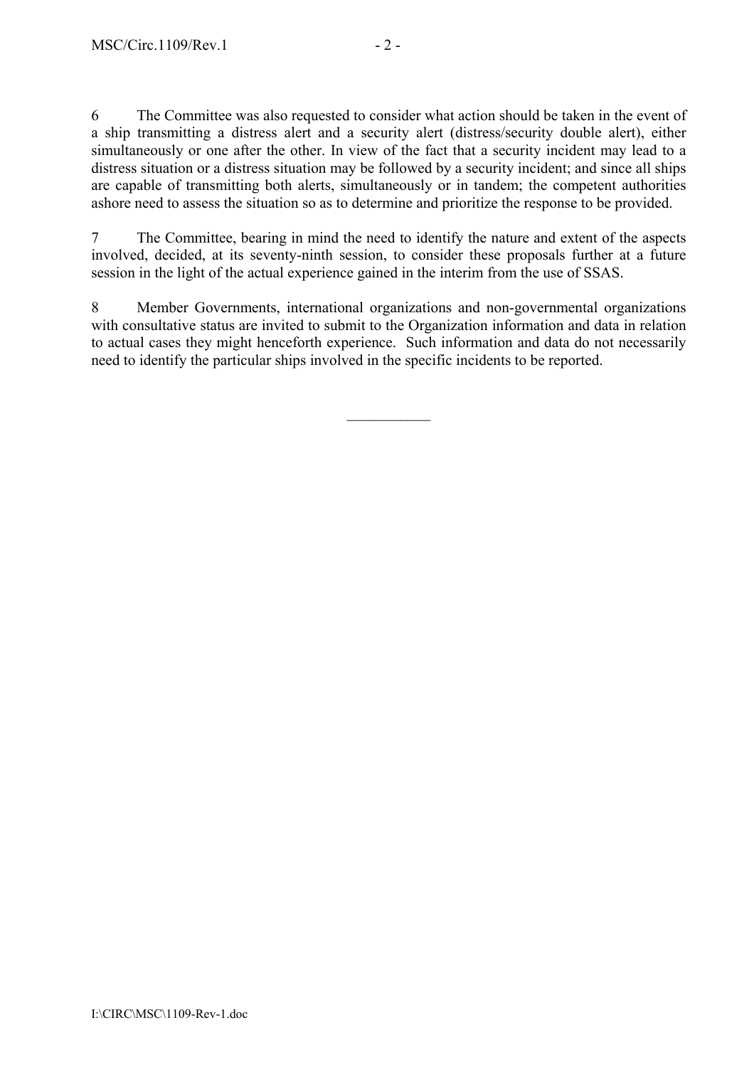6 The Committee was also requested to consider what action should be taken in the event of a ship transmitting a distress alert and a security alert (distress/security double alert), either simultaneously or one after the other. In view of the fact that a security incident may lead to a distress situation or a distress situation may be followed by a security incident; and since all ships are capable of transmitting both alerts, simultaneously or in tandem; the competent authorities ashore need to assess the situation so as to determine and prioritize the response to be provided.

7 The Committee, bearing in mind the need to identify the nature and extent of the aspects involved, decided, at its seventy-ninth session, to consider these proposals further at a future session in the light of the actual experience gained in the interim from the use of SSAS.

8 Member Governments, international organizations and non-governmental organizations with consultative status are invited to submit to the Organization information and data in relation to actual cases they might henceforth experience. Such information and data do not necessarily need to identify the particular ships involved in the specific incidents to be reported.

\_\_\_\_\_\_\_\_\_\_\_